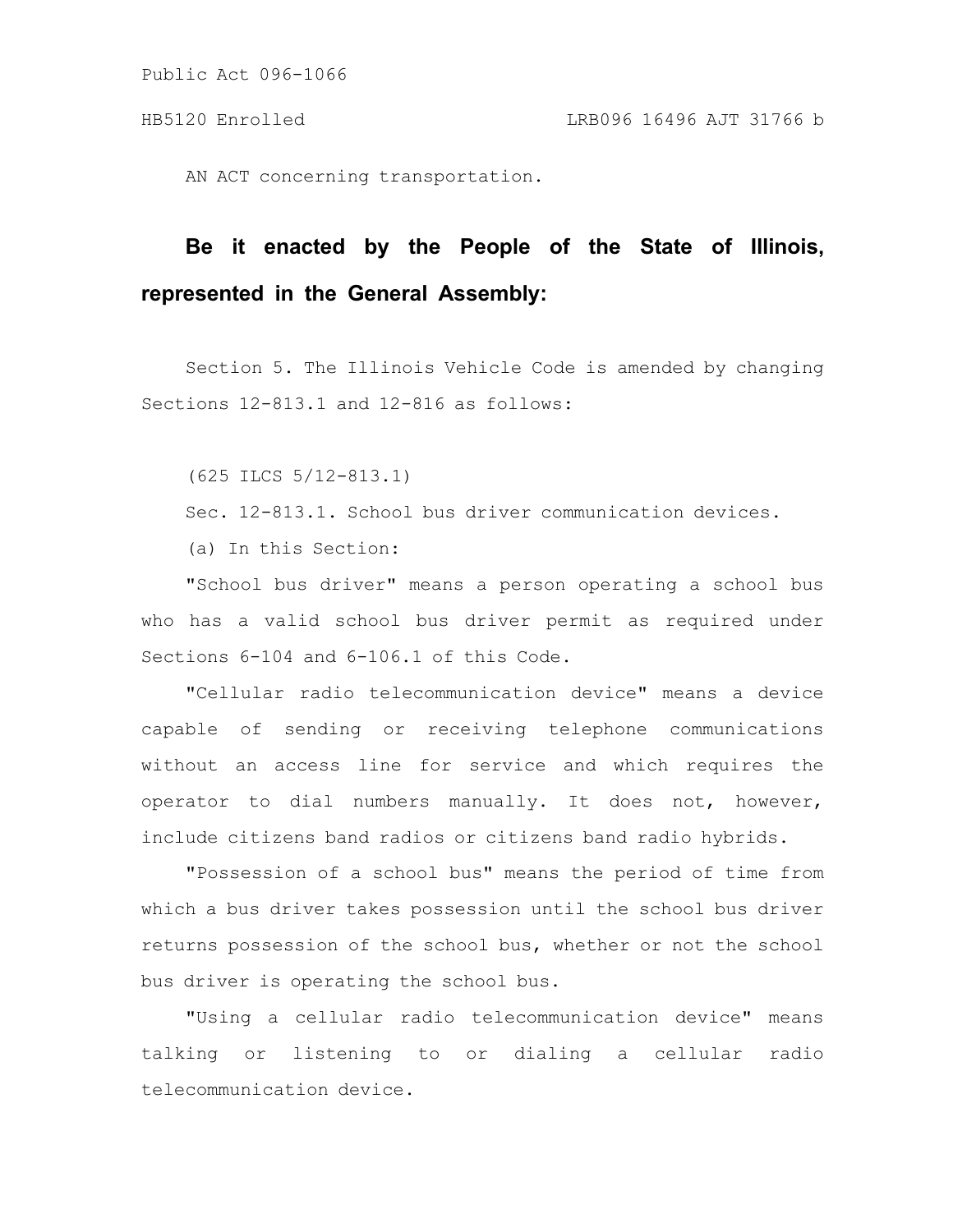Public Act 096-1066

HB5120 Enrolled LRB096 16496 AJT 31766 b

AN ACT concerning transportation.

**Be it enacted by the People of the State of Illinois, represented in the General Assembly:**

Section 5. The Illinois Vehicle Code is amended by changing Sections 12-813.1 and 12-816 as follows:

(625 ILCS 5/12-813.1)

Sec. 12-813.1. School bus driver communication devices.

(a) In this Section:

"School bus driver" means a person operating a school bus who has a valid school bus driver permit as required under Sections 6-104 and 6-106.1 of this Code.

"Cellular radio telecommunication device" means a device capable of sending or receiving telephone communications without an access line for service and which requires the operator to dial numbers manually. It does not, however, include citizens band radios or citizens band radio hybrids.

"Possession of a school bus" means the period of time from which a bus driver takes possession until the school bus driver returns possession of the school bus, whether or not the school bus driver is operating the school bus.

"Using a cellular radio telecommunication device" means talking or listening to or dialing a cellular radio telecommunication device.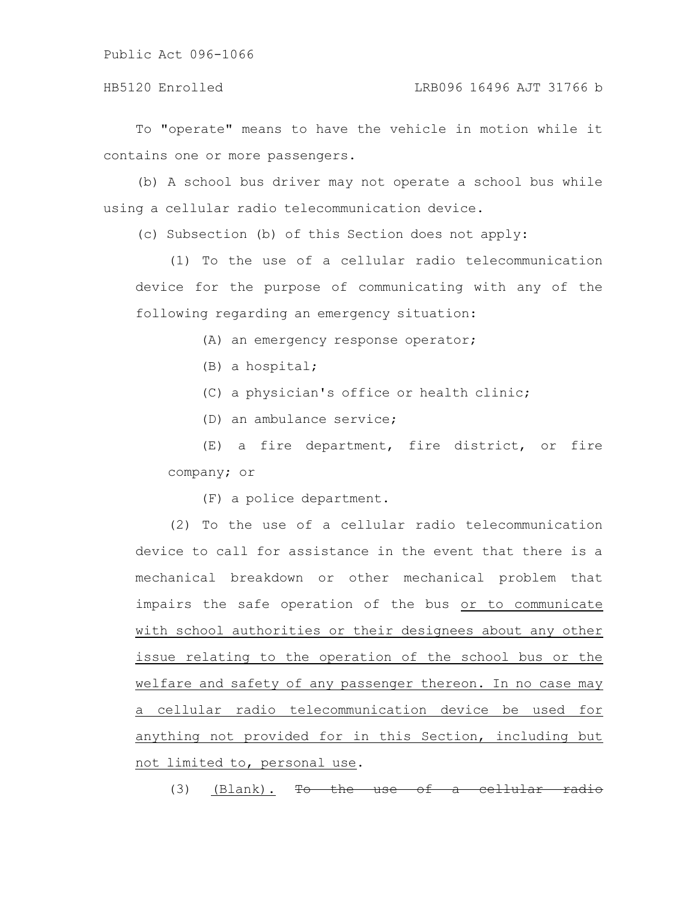To "operate" means to have the vehicle in motion while it contains one or more passengers.

(b) A school bus driver may not operate a school bus while using a cellular radio telecommunication device.

(c) Subsection (b) of this Section does not apply:

(1) To the use of a cellular radio telecommunication device for the purpose of communicating with any of the following regarding an emergency situation:

(A) an emergency response operator;

(B) a hospital;

(C) a physician's office or health clinic;

(D) an ambulance service;

(E) a fire department, fire district, or fire company; or

(F) a police department.

(2) To the use of a cellular radio telecommunication device to call for assistance in the event that there is a mechanical breakdown or other mechanical problem that impairs the safe operation of the bus <u>or to communicate with school authorities or their designees about any other issue relating to the operation of the school bus or the welfare and safety of any passenger thereon. In no case may a cellular radio telecommunication device be used for anything not provided for in this Section, including but not limited to, personal use</u>.

(3) <u>(Blank).</u> ~~To the use of a cellular radio~~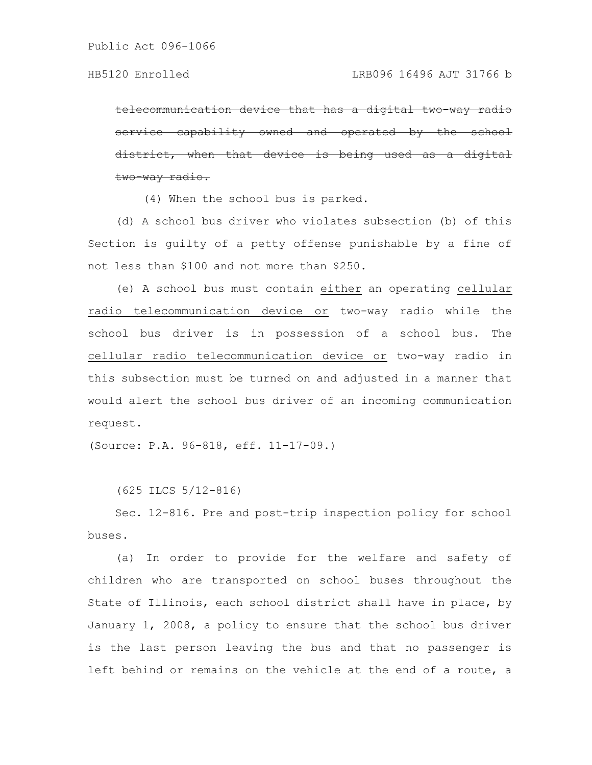~~telecommunication device that has a digital two-way radio service capability owned and operated by the school district, when that device is being used as a digital two-way radio.~~

(4) When the school bus is parked.

(d) A school bus driver who violates subsection (b) of this Section is guilty of a petty offense punishable by a fine of not less than $100 and not more than $250.

(e) A school bus must contain <u>either</u> an operating <u>cellular radio telecommunication device or</u> two-way radio while the school bus driver is in possession of a school bus. The <u>cellular radio telecommunication device or</u> two-way radio in this subsection must be turned on and adjusted in a manner that would alert the school bus driver of an incoming communication request.

(Source: P.A. 96-818, eff. 11-17-09.)

(625 ILCS 5/12-816)

Sec. 12-816. Pre and post-trip inspection policy for school buses.

(a) In order to provide for the welfare and safety of children who are transported on school buses throughout the State of Illinois, each school district shall have in place, by January 1, 2008, a policy to ensure that the school bus driver is the last person leaving the bus and that no passenger is left behind or remains on the vehicle at the end of a route, a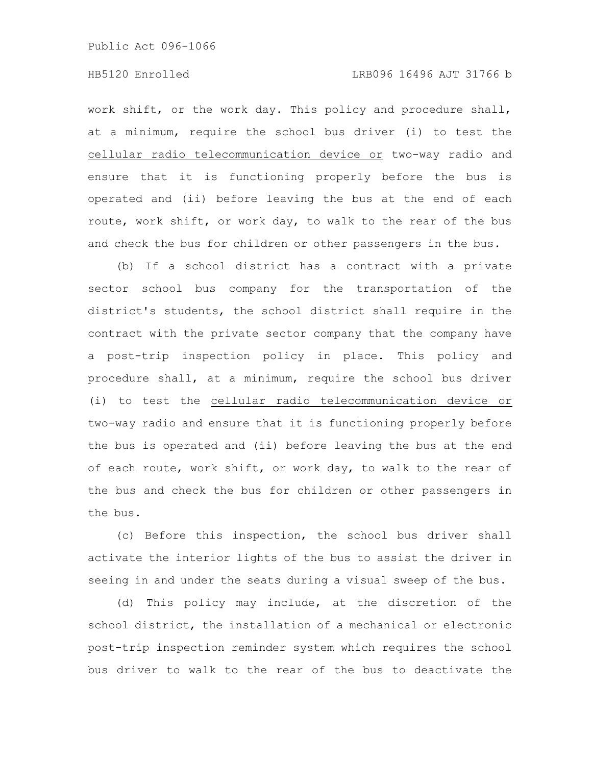work shift, or the work day. This policy and procedure shall, at a minimum, require the school bus driver (i) to test the <u>cellular radio telecommunication device or</u> two-way radio and ensure that it is functioning properly before the bus is operated and (ii) before leaving the bus at the end of each route, work shift, or work day, to walk to the rear of the bus and check the bus for children or other passengers in the bus.

(b) If a school district has a contract with a private sector school bus company for the transportation of the district's students, the school district shall require in the contract with the private sector company that the company have a post-trip inspection policy in place. This policy and procedure shall, at a minimum, require the school bus driver (i) to test the <u>cellular radio telecommunication device or</u> two-way radio and ensure that it is functioning properly before the bus is operated and (ii) before leaving the bus at the end of each route, work shift, or work day, to walk to the rear of the bus and check the bus for children or other passengers in the bus.

(c) Before this inspection, the school bus driver shall activate the interior lights of the bus to assist the driver in seeing in and under the seats during a visual sweep of the bus.

(d) This policy may include, at the discretion of the school district, the installation of a mechanical or electronic post-trip inspection reminder system which requires the school bus driver to walk to the rear of the bus to deactivate the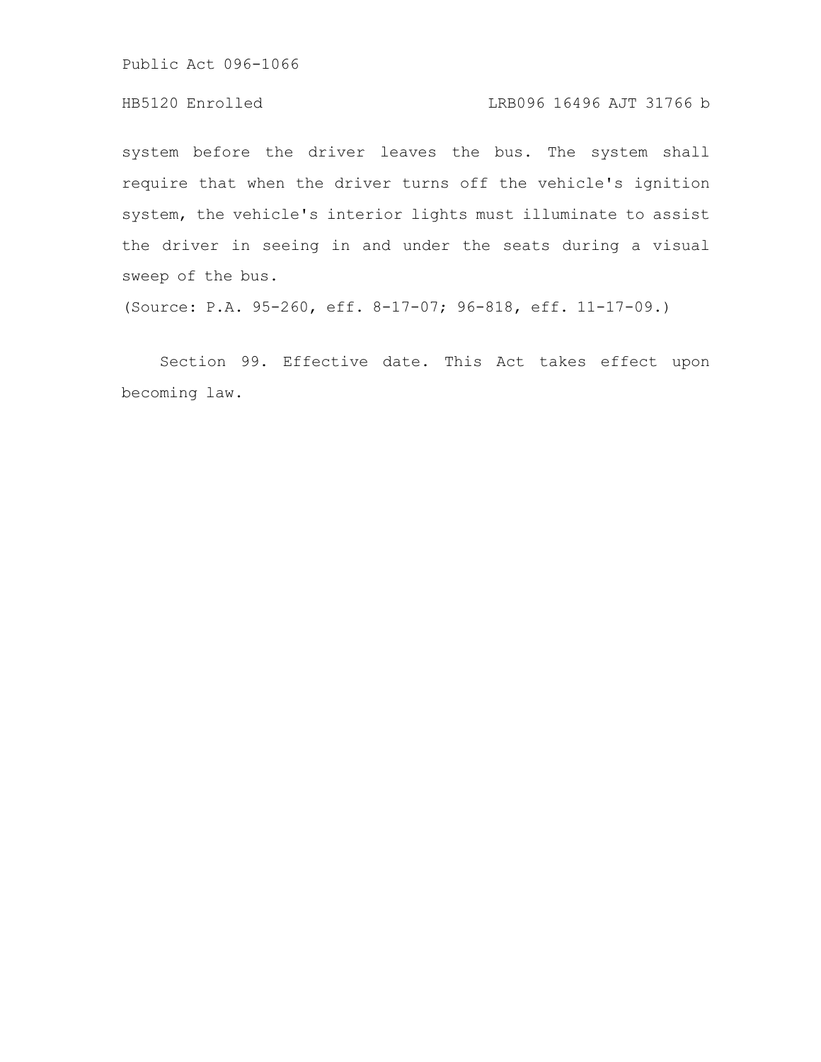system before the driver leaves the bus. The system shall require that when the driver turns off the vehicle's ignition system, the vehicle's interior lights must illuminate to assist the driver in seeing in and under the seats during a visual sweep of the bus.

(Source: P.A. 95-260, eff. 8-17-07; 96-818, eff. 11-17-09.)

Section 99. Effective date. This Act takes effect upon becoming law.